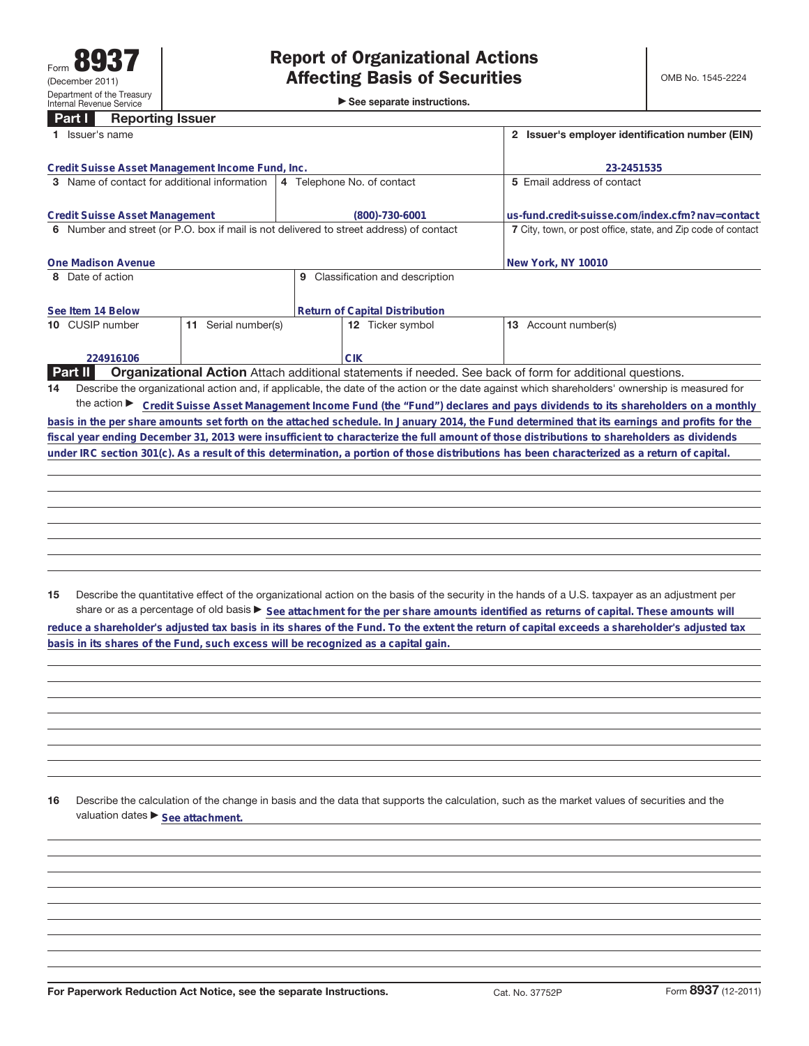Form **8937**
(December 2011)
Department of the Treasury
Internal Revenue Service

# Report of Organizational Actions Affecting Basis of Securities

► See separate instructions.

OMB No. 1545-2224

## Part I Reporting Issuer

| | | | |
|---|---|---|---|
| **1** Issuer's name<br>Credit Suisse Asset Management Income Fund, Inc. | | | **2** Issuer's employer identification number (EIN)<br>23-2451535 |
| **3** Name of contact for additional information<br>Credit Suisse Asset Management | **4** Telephone No. of contact<br>(800)-730-6001 | | **5** Email address of contact<br>us-fund.credit-suisse.com/index.cfm?nav=contact |
| **6** Number and street (or P.O. box if mail is not delivered to street address) of contact<br>One Madison Avenue | | | **7** City, town, or post office, state, and Zip code of contact<br>New York, NY 10010 |
| **8** Date of action<br>See Item 14 Below | **9** Classification and description<br>Return of Capital Distribution | | |
| **10** CUSIP number<br>224916106 | **11** Serial number(s) | **12** Ticker symbol<br>CIK | **13** Account number(s) |

## Part II Organizational Action

Attach additional statements if needed. See back of form for additional questions.

**14** Describe the organizational action and, if applicable, the date of the action or the date against which shareholders' ownership is measured for the action ► Credit Suisse Asset Management Income Fund (the "Fund") declares and pays dividends to its shareholders on a monthly basis in the per share amounts set forth on the attached schedule. In January 2014, the Fund determined that its earnings and profits for the fiscal year ending December 31, 2013 were insufficient to characterize the full amount of those distributions to shareholders as dividends under IRC section 301(c). As a result of this determination, a portion of those distributions has been characterized as a return of capital.

**15** Describe the quantitative effect of the organizational action on the basis of the security in the hands of a U.S. taxpayer as an adjustment per share or as a percentage of old basis ► See attachment for the per share amounts identified as returns of capital. These amounts will reduce a shareholder's adjusted tax basis in its shares of the Fund. To the extent the return of capital exceeds a shareholder's adjusted tax basis in its shares of the Fund, such excess will be recognized as a capital gain.

**16** Describe the calculation of the change in basis and the data that supports the calculation, such as the market values of securities and the valuation dates ► See attachment.

**For Paperwork Reduction Act Notice, see the separate Instructions.** Cat. No. 37752P Form **8937** (12-2011)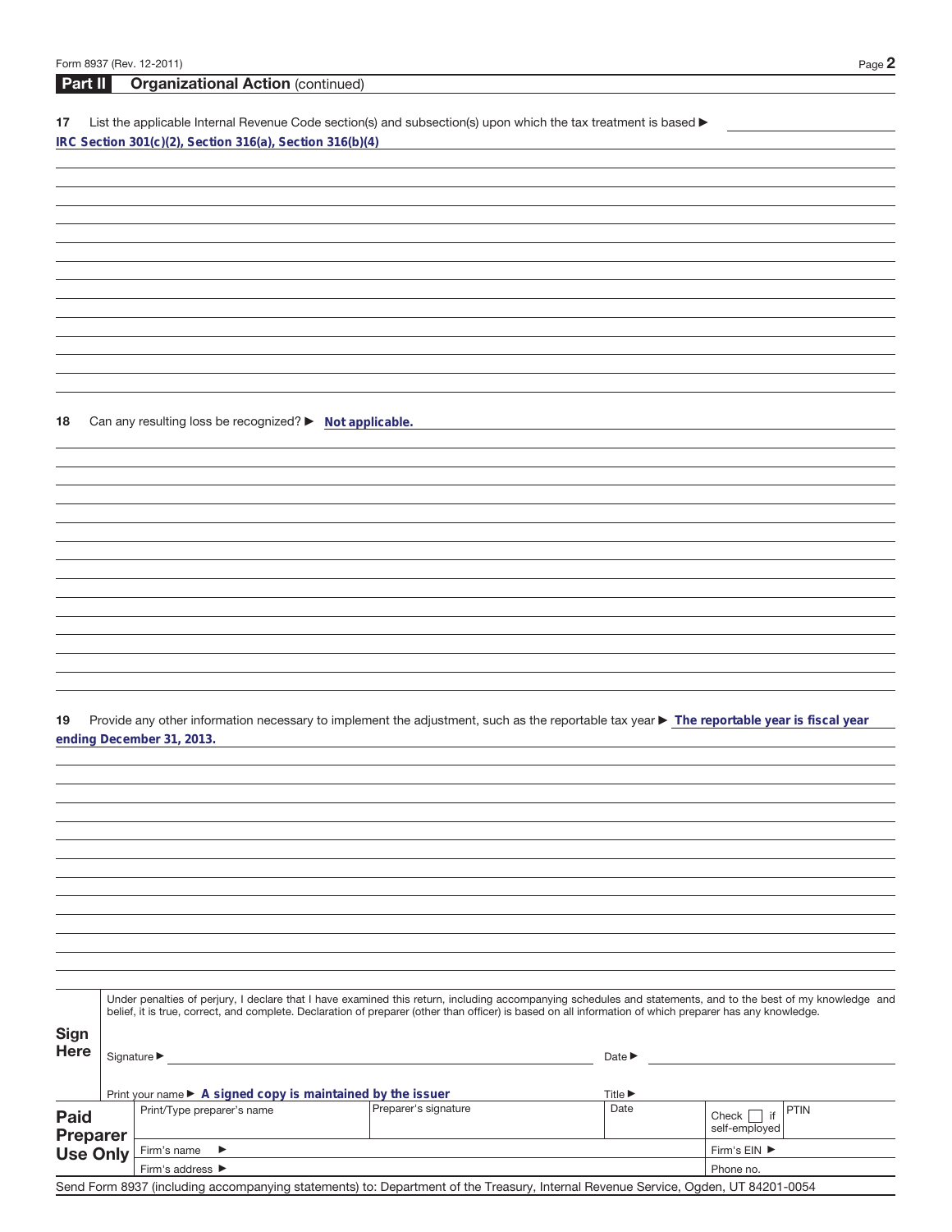## Part II Organizational Action (continued)

**17** List the applicable Internal Revenue Code section(s) and subsection(s) upon which the tax treatment is based ▶

IRC Section 301(c)(2), Section 316(a), Section 316(b)(4)

**18** Can any resulting loss be recognized? ▶ Not applicable.

**19** Provide any other information necessary to implement the adjustment, such as the reportable tax year ▶ The reportable year is fiscal year ending December 31, 2013.

**Sign Here**

Under penalties of perjury, I declare that I have examined this return, including accompanying schedules and statements, and to the best of my knowledge and belief, it is true, correct, and complete. Declaration of preparer (other than officer) is based on all information of which preparer has any knowledge.

Signature ▶ Date ▶

Print your name ▶ A signed copy is maintained by the issuer Title ▶

| **Paid Preparer Use Only** | Print/Type preparer's name | Preparer's signature | Date | Check ☐ if self-employed | PTIN |
|---|---|---|---|---|---|
| | Firm's name ▶ | | | Firm's EIN ▶ | |
| | Firm's address ▶ | | | Phone no. | |

Send Form 8937 (including accompanying statements) to: Department of the Treasury, Internal Revenue Service, Ogden, UT 84201-0054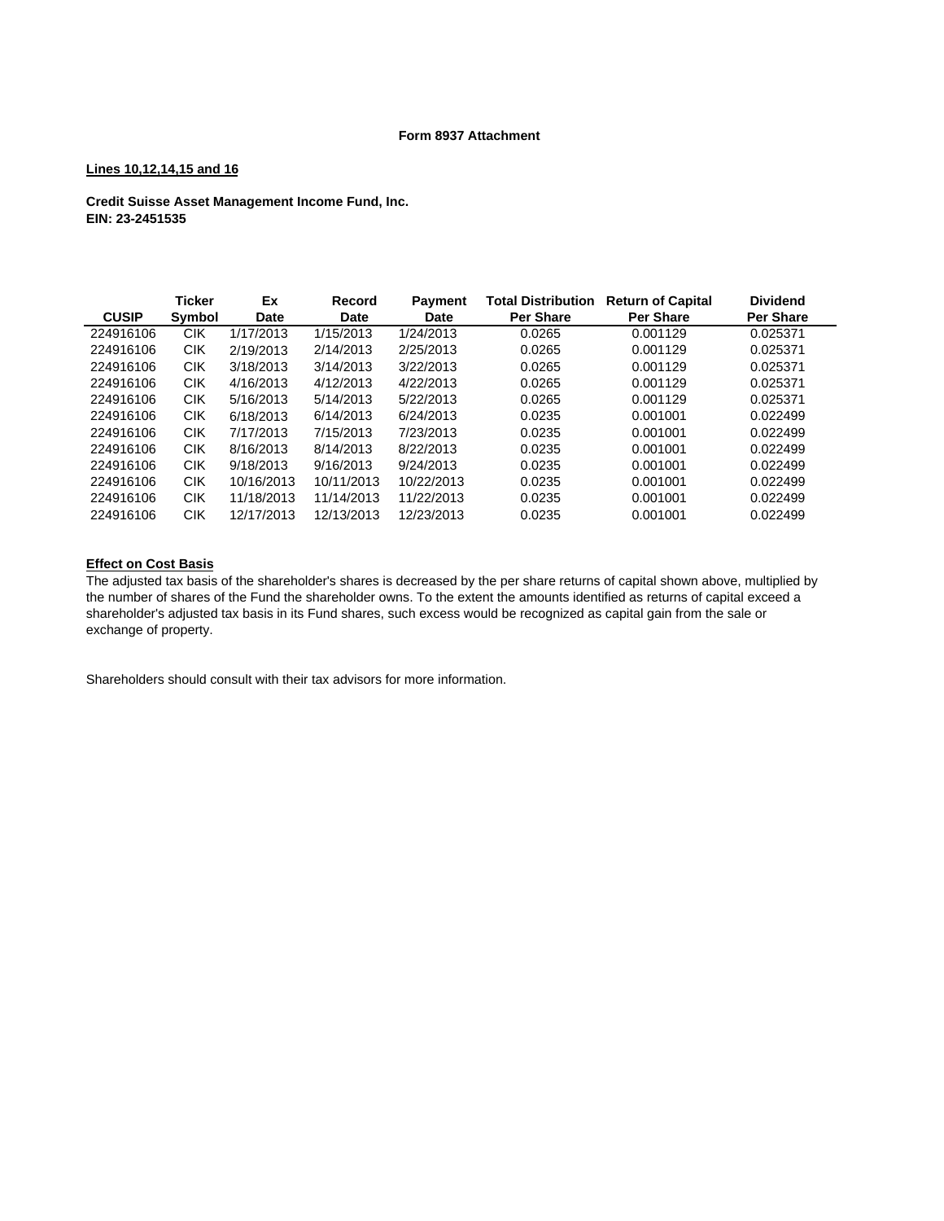**Form 8937 Attachment**

**Lines 10,12,14,15 and 16**

**Credit Suisse Asset Management Income Fund, Inc.**
**EIN: 23-2451535**

| CUSIP | Ticker Symbol | Ex Date | Record Date | Payment Date | Total Distribution Per Share | Return of Capital Per Share | Dividend Per Share |
|---|---|---|---|---|---|---|---|
| 224916106 | CIK | 1/17/2013 | 1/15/2013 | 1/24/2013 | 0.0265 | 0.001129 | 0.025371 |
| 224916106 | CIK | 2/19/2013 | 2/14/2013 | 2/25/2013 | 0.0265 | 0.001129 | 0.025371 |
| 224916106 | CIK | 3/18/2013 | 3/14/2013 | 3/22/2013 | 0.0265 | 0.001129 | 0.025371 |
| 224916106 | CIK | 4/16/2013 | 4/12/2013 | 4/22/2013 | 0.0265 | 0.001129 | 0.025371 |
| 224916106 | CIK | 5/16/2013 | 5/14/2013 | 5/22/2013 | 0.0265 | 0.001129 | 0.025371 |
| 224916106 | CIK | 6/18/2013 | 6/14/2013 | 6/24/2013 | 0.0235 | 0.001001 | 0.022499 |
| 224916106 | CIK | 7/17/2013 | 7/15/2013 | 7/23/2013 | 0.0235 | 0.001001 | 0.022499 |
| 224916106 | CIK | 8/16/2013 | 8/14/2013 | 8/22/2013 | 0.0235 | 0.001001 | 0.022499 |
| 224916106 | CIK | 9/18/2013 | 9/16/2013 | 9/24/2013 | 0.0235 | 0.001001 | 0.022499 |
| 224916106 | CIK | 10/16/2013 | 10/11/2013 | 10/22/2013 | 0.0235 | 0.001001 | 0.022499 |
| 224916106 | CIK | 11/18/2013 | 11/14/2013 | 11/22/2013 | 0.0235 | 0.001001 | 0.022499 |
| 224916106 | CIK | 12/17/2013 | 12/13/2013 | 12/23/2013 | 0.0235 | 0.001001 | 0.022499 |

**Effect on Cost Basis**

The adjusted tax basis of the shareholder's shares is decreased by the per share returns of capital shown above, multiplied by the number of shares of the Fund the shareholder owns. To the extent the amounts identified as returns of capital exceed a shareholder's adjusted tax basis in its Fund shares, such excess would be recognized as capital gain from the sale or exchange of property.

Shareholders should consult with their tax advisors for more information.